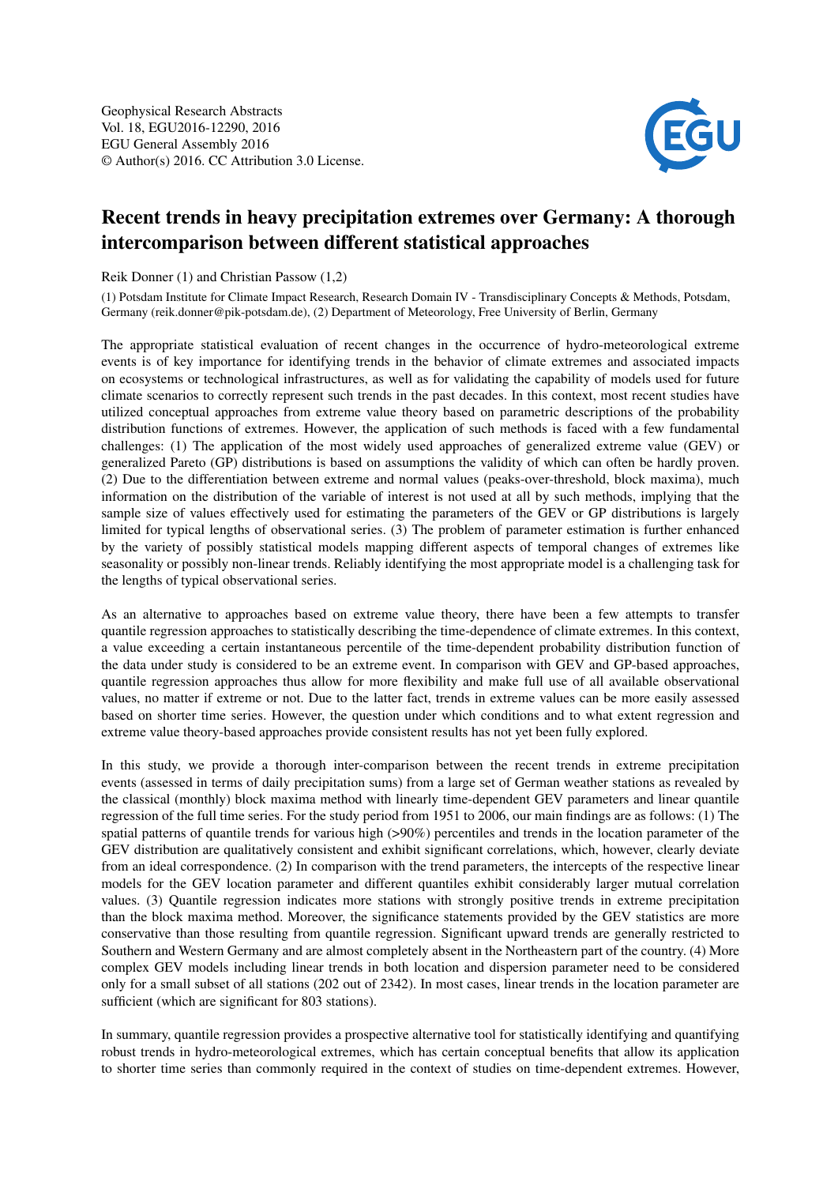Geophysical Research Abstracts
Vol. 18, EGU2016-12290, 2016
EGU General Assembly 2016
© Author(s) 2016. CC Attribution 3.0 License.

# Recent trends in heavy precipitation extremes over Germany: A thorough intercomparison between different statistical approaches

Reik Donner (1) and Christian Passow (1,2)

(1) Potsdam Institute for Climate Impact Research, Research Domain IV - Transdisciplinary Concepts & Methods, Potsdam, Germany (reik.donner@pik-potsdam.de), (2) Department of Meteorology, Free University of Berlin, Germany

The appropriate statistical evaluation of recent changes in the occurrence of hydro-meteorological extreme events is of key importance for identifying trends in the behavior of climate extremes and associated impacts on ecosystems or technological infrastructures, as well as for validating the capability of models used for future climate scenarios to correctly represent such trends in the past decades. In this context, most recent studies have utilized conceptual approaches from extreme value theory based on parametric descriptions of the probability distribution functions of extremes. However, the application of such methods is faced with a few fundamental challenges: (1) The application of the most widely used approaches of generalized extreme value (GEV) or generalized Pareto (GP) distributions is based on assumptions the validity of which can often be hardly proven. (2) Due to the differentiation between extreme and normal values (peaks-over-threshold, block maxima), much information on the distribution of the variable of interest is not used at all by such methods, implying that the sample size of values effectively used for estimating the parameters of the GEV or GP distributions is largely limited for typical lengths of observational series. (3) The problem of parameter estimation is further enhanced by the variety of possibly statistical models mapping different aspects of temporal changes of extremes like seasonality or possibly non-linear trends. Reliably identifying the most appropriate model is a challenging task for the lengths of typical observational series.

As an alternative to approaches based on extreme value theory, there have been a few attempts to transfer quantile regression approaches to statistically describing the time-dependence of climate extremes. In this context, a value exceeding a certain instantaneous percentile of the time-dependent probability distribution function of the data under study is considered to be an extreme event. In comparison with GEV and GP-based approaches, quantile regression approaches thus allow for more flexibility and make full use of all available observational values, no matter if extreme or not. Due to the latter fact, trends in extreme values can be more easily assessed based on shorter time series. However, the question under which conditions and to what extent regression and extreme value theory-based approaches provide consistent results has not yet been fully explored.

In this study, we provide a thorough inter-comparison between the recent trends in extreme precipitation events (assessed in terms of daily precipitation sums) from a large set of German weather stations as revealed by the classical (monthly) block maxima method with linearly time-dependent GEV parameters and linear quantile regression of the full time series. For the study period from 1951 to 2006, our main findings are as follows: (1) The spatial patterns of quantile trends for various high (>90%) percentiles and trends in the location parameter of the GEV distribution are qualitatively consistent and exhibit significant correlations, which, however, clearly deviate from an ideal correspondence. (2) In comparison with the trend parameters, the intercepts of the respective linear models for the GEV location parameter and different quantiles exhibit considerably larger mutual correlation values. (3) Quantile regression indicates more stations with strongly positive trends in extreme precipitation than the block maxima method. Moreover, the significance statements provided by the GEV statistics are more conservative than those resulting from quantile regression. Significant upward trends are generally restricted to Southern and Western Germany and are almost completely absent in the Northeastern part of the country. (4) More complex GEV models including linear trends in both location and dispersion parameter need to be considered only for a small subset of all stations (202 out of 2342). In most cases, linear trends in the location parameter are sufficient (which are significant for 803 stations).

In summary, quantile regression provides a prospective alternative tool for statistically identifying and quantifying robust trends in hydro-meteorological extremes, which has certain conceptual benefits that allow its application to shorter time series than commonly required in the context of studies on time-dependent extremes. However,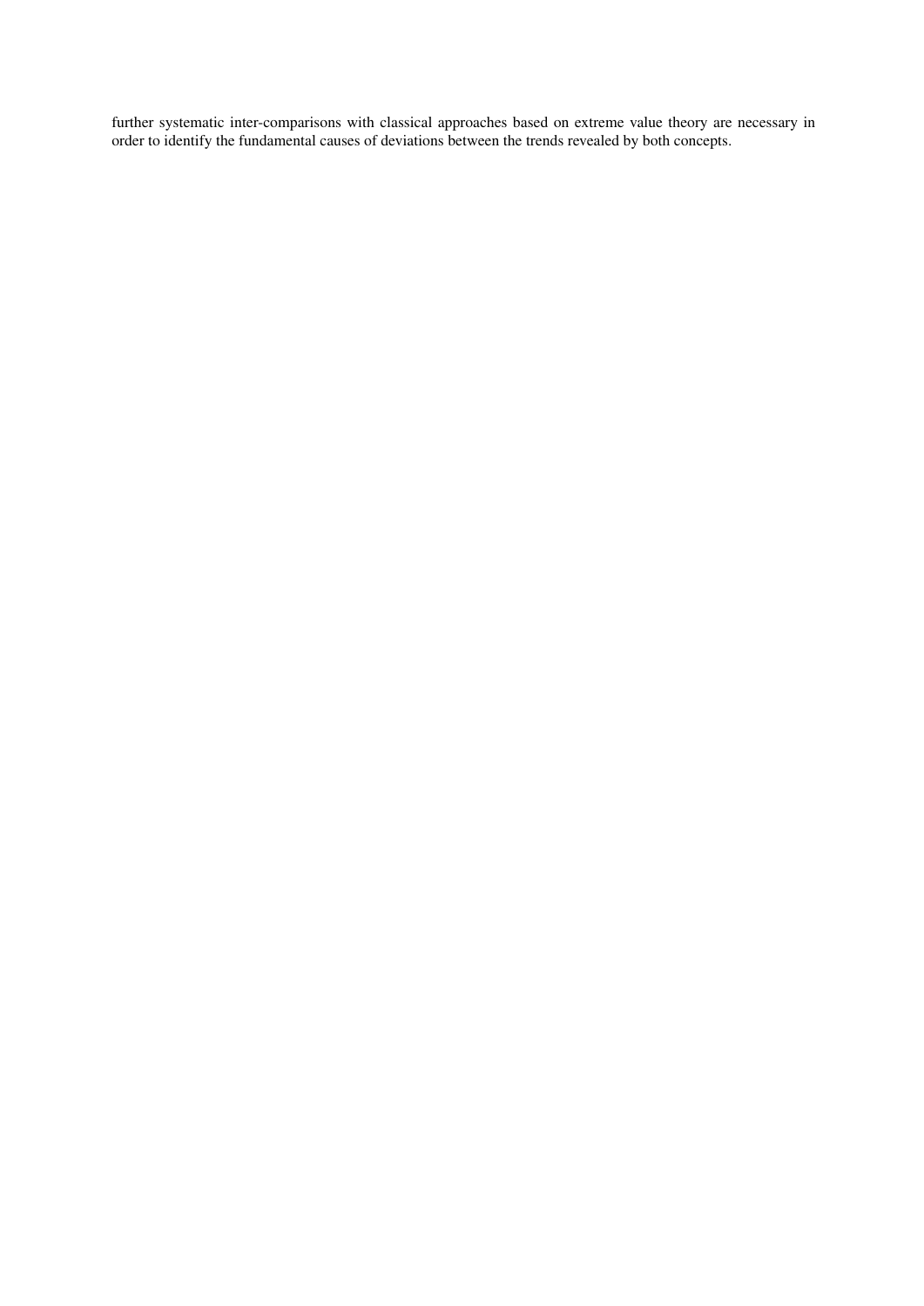further systematic inter-comparisons with classical approaches based on extreme value theory are necessary in order to identify the fundamental causes of deviations between the trends revealed by both concepts.